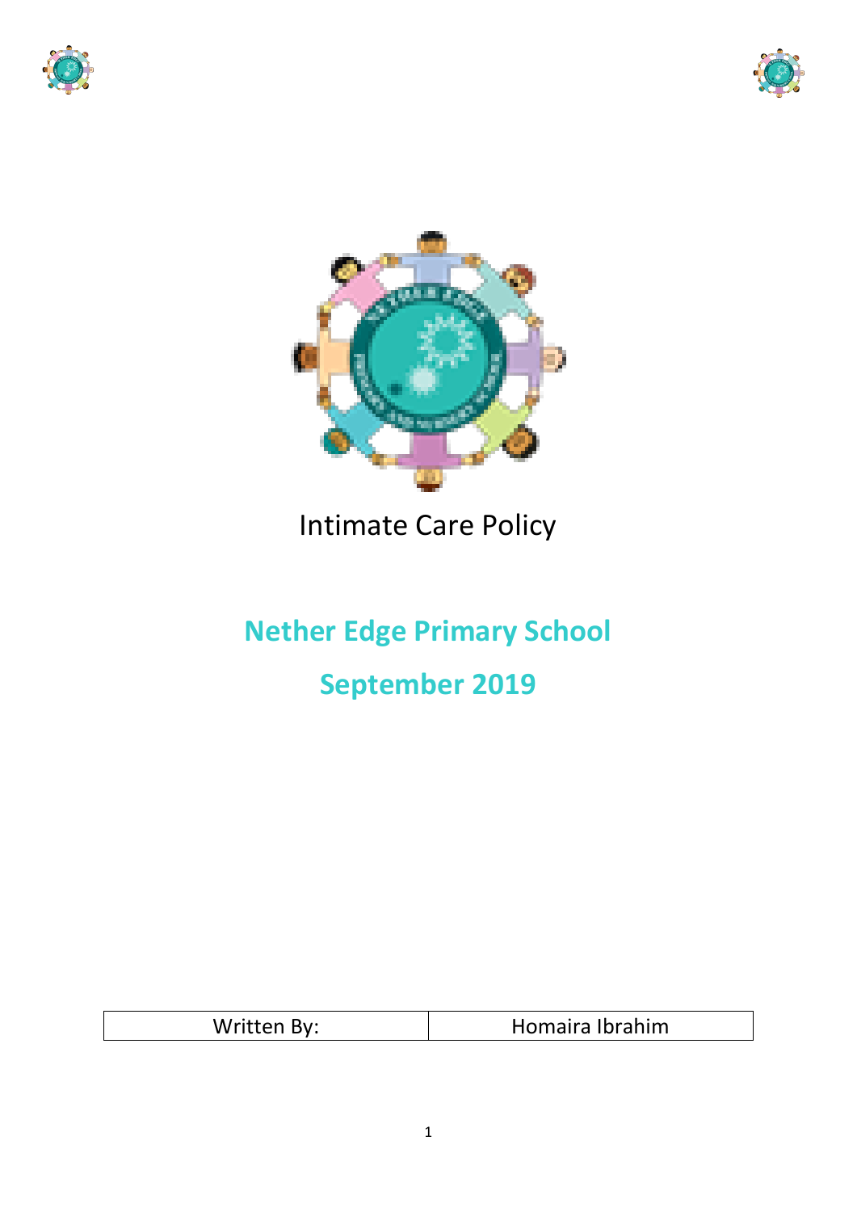# Intimate Care Policy

## Nether Edge Primary School

## September 2019

| Written By: | Homaira Ibrahim |
| --- | --- |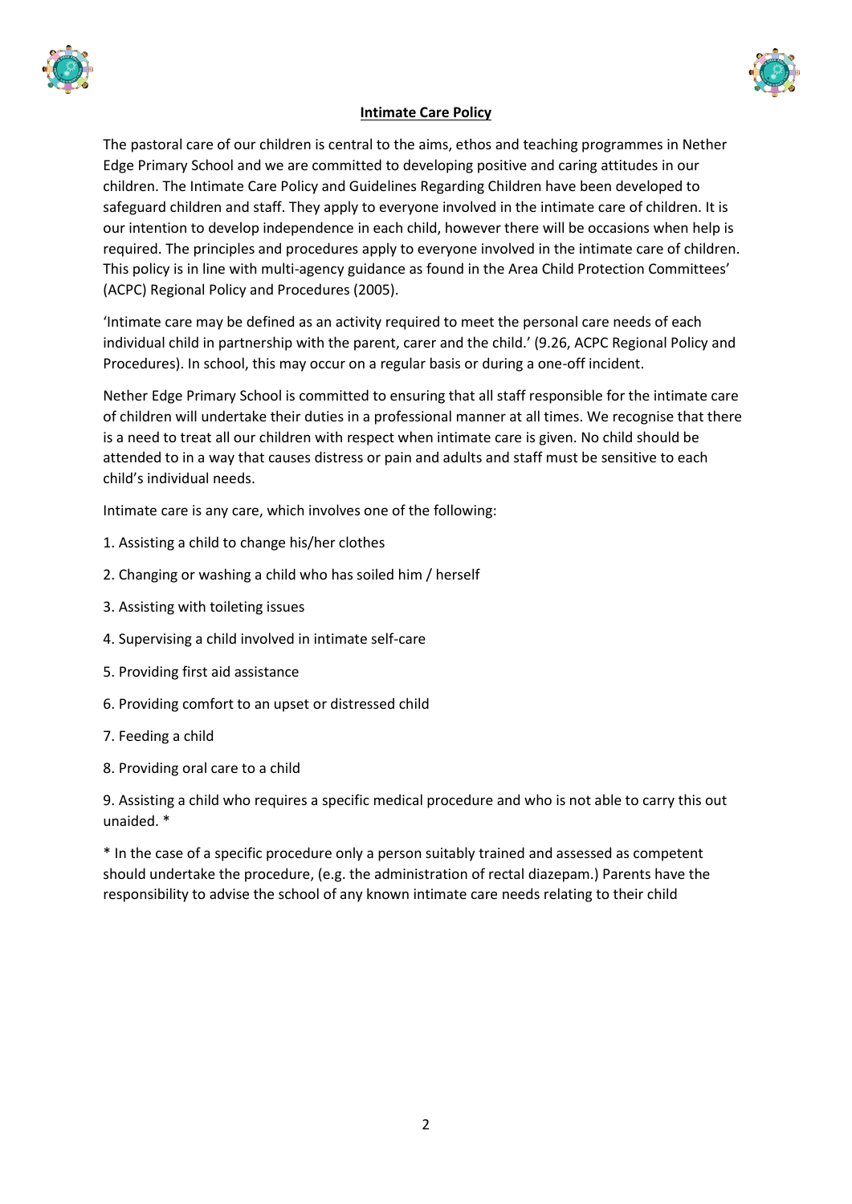## Intimate Care Policy

The pastoral care of our children is central to the aims, ethos and teaching programmes in Nether Edge Primary School and we are committed to developing positive and caring attitudes in our children. The Intimate Care Policy and Guidelines Regarding Children have been developed to safeguard children and staff. They apply to everyone involved in the intimate care of children. It is our intention to develop independence in each child, however there will be occasions when help is required. The principles and procedures apply to everyone involved in the intimate care of children. This policy is in line with multi-agency guidance as found in the Area Child Protection Committees' (ACPC) Regional Policy and Procedures (2005).

'Intimate care may be defined as an activity required to meet the personal care needs of each individual child in partnership with the parent, carer and the child.' (9.26, ACPC Regional Policy and Procedures). In school, this may occur on a regular basis or during a one-off incident.

Nether Edge Primary School is committed to ensuring that all staff responsible for the intimate care of children will undertake their duties in a professional manner at all times. We recognise that there is a need to treat all our children with respect when intimate care is given. No child should be attended to in a way that causes distress or pain and adults and staff must be sensitive to each child's individual needs.

Intimate care is any care, which involves one of the following:

1. Assisting a child to change his/her clothes
2. Changing or washing a child who has soiled him / herself
3. Assisting with toileting issues
4. Supervising a child involved in intimate self-care
5. Providing first aid assistance
6. Providing comfort to an upset or distressed child
7. Feeding a child
8. Providing oral care to a child
9. Assisting a child who requires a specific medical procedure and who is not able to carry this out unaided. *

* In the case of a specific procedure only a person suitably trained and assessed as competent should undertake the procedure, (e.g. the administration of rectal diazepam.) Parents have the responsibility to advise the school of any known intimate care needs relating to their child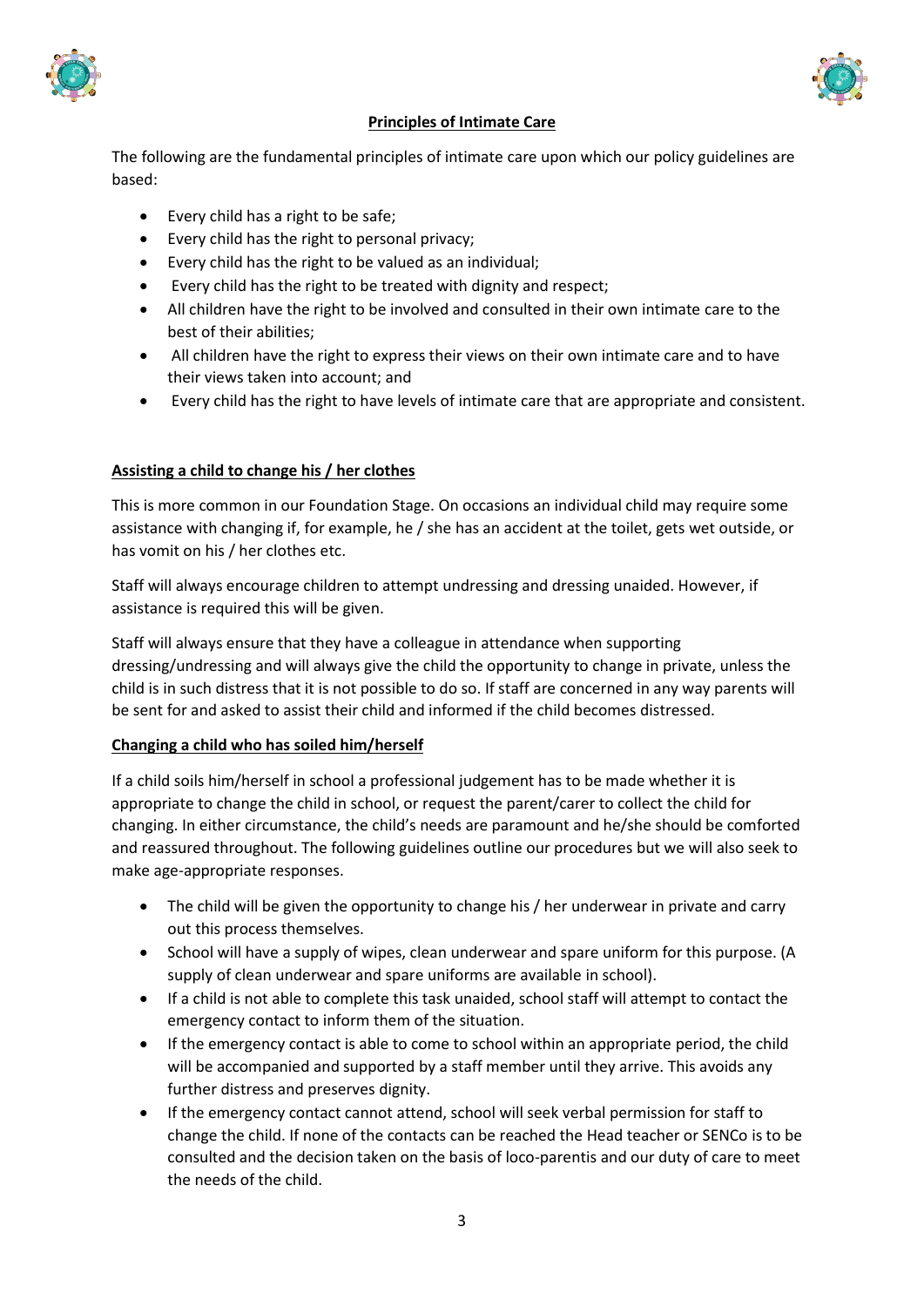## Principles of Intimate Care

The following are the fundamental principles of intimate care upon which our policy guidelines are based:

- Every child has a right to be safe;
- Every child has the right to personal privacy;
- Every child has the right to be valued as an individual;
- Every child has the right to be treated with dignity and respect;
- All children have the right to be involved and consulted in their own intimate care to the best of their abilities;
- All children have the right to express their views on their own intimate care and to have their views taken into account; and
- Every child has the right to have levels of intimate care that are appropriate and consistent.

### Assisting a child to change his / her clothes

This is more common in our Foundation Stage. On occasions an individual child may require some assistance with changing if, for example, he / she has an accident at the toilet, gets wet outside, or has vomit on his / her clothes etc.

Staff will always encourage children to attempt undressing and dressing unaided. However, if assistance is required this will be given.

Staff will always ensure that they have a colleague in attendance when supporting dressing/undressing and will always give the child the opportunity to change in private, unless the child is in such distress that it is not possible to do so. If staff are concerned in any way parents will be sent for and asked to assist their child and informed if the child becomes distressed.

### Changing a child who has soiled him/herself

If a child soils him/herself in school a professional judgement has to be made whether it is appropriate to change the child in school, or request the parent/carer to collect the child for changing. In either circumstance, the child's needs are paramount and he/she should be comforted and reassured throughout. The following guidelines outline our procedures but we will also seek to make age-appropriate responses.

- The child will be given the opportunity to change his / her underwear in private and carry out this process themselves.
- School will have a supply of wipes, clean underwear and spare uniform for this purpose. (A supply of clean underwear and spare uniforms are available in school).
- If a child is not able to complete this task unaided, school staff will attempt to contact the emergency contact to inform them of the situation.
- If the emergency contact is able to come to school within an appropriate period, the child will be accompanied and supported by a staff member until they arrive. This avoids any further distress and preserves dignity.
- If the emergency contact cannot attend, school will seek verbal permission for staff to change the child. If none of the contacts can be reached the Head teacher or SENCo is to be consulted and the decision taken on the basis of loco-parentis and our duty of care to meet the needs of the child.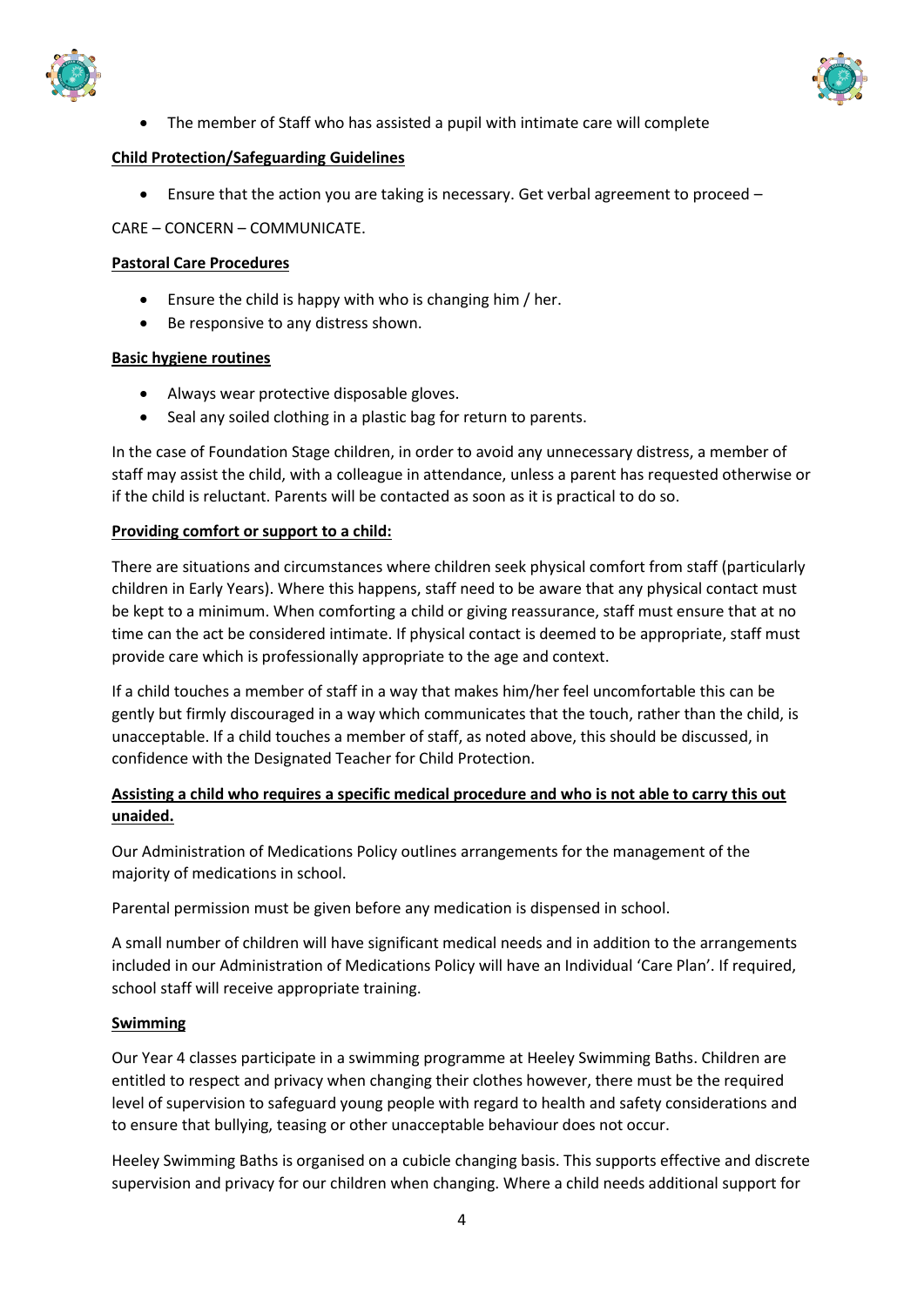- The member of Staff who has assisted a pupil with intimate care will complete

**Child Protection/Safeguarding Guidelines**

- Ensure that the action you are taking is necessary. Get verbal agreement to proceed –

CARE – CONCERN – COMMUNICATE.

**Pastoral Care Procedures**

- Ensure the child is happy with who is changing him / her.
- Be responsive to any distress shown.

**Basic hygiene routines**

- Always wear protective disposable gloves.
- Seal any soiled clothing in a plastic bag for return to parents.

In the case of Foundation Stage children, in order to avoid any unnecessary distress, a member of staff may assist the child, with a colleague in attendance, unless a parent has requested otherwise or if the child is reluctant. Parents will be contacted as soon as it is practical to do so.

**Providing comfort or support to a child:**

There are situations and circumstances where children seek physical comfort from staff (particularly children in Early Years). Where this happens, staff need to be aware that any physical contact must be kept to a minimum. When comforting a child or giving reassurance, staff must ensure that at no time can the act be considered intimate. If physical contact is deemed to be appropriate, staff must provide care which is professionally appropriate to the age and context.

If a child touches a member of staff in a way that makes him/her feel uncomfortable this can be gently but firmly discouraged in a way which communicates that the touch, rather than the child, is unacceptable. If a child touches a member of staff, as noted above, this should be discussed, in confidence with the Designated Teacher for Child Protection.

**Assisting a child who requires a specific medical procedure and who is not able to carry this out unaided.**

Our Administration of Medications Policy outlines arrangements for the management of the majority of medications in school.

Parental permission must be given before any medication is dispensed in school.

A small number of children will have significant medical needs and in addition to the arrangements included in our Administration of Medications Policy will have an Individual 'Care Plan'. If required, school staff will receive appropriate training.

**Swimming**

Our Year 4 classes participate in a swimming programme at Heeley Swimming Baths. Children are entitled to respect and privacy when changing their clothes however, there must be the required level of supervision to safeguard young people with regard to health and safety considerations and to ensure that bullying, teasing or other unacceptable behaviour does not occur.

Heeley Swimming Baths is organised on a cubicle changing basis. This supports effective and discrete supervision and privacy for our children when changing. Where a child needs additional support for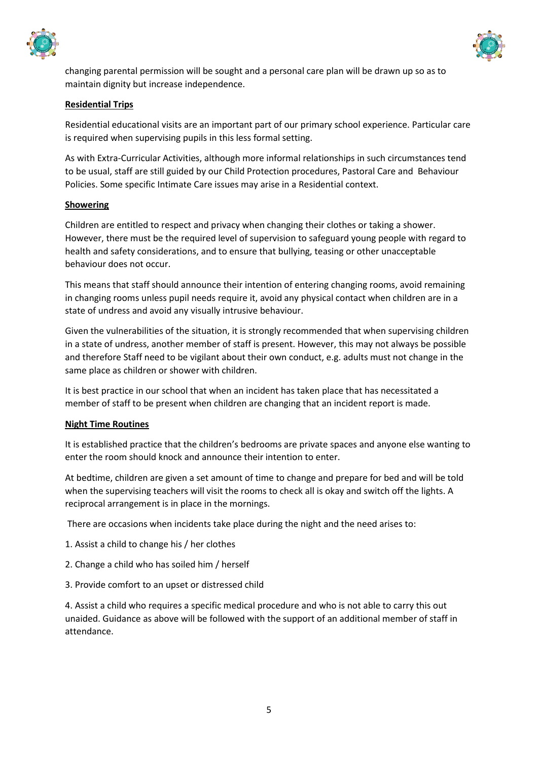changing parental permission will be sought and a personal care plan will be drawn up so as to maintain dignity but increase independence.

**Residential Trips**

Residential educational visits are an important part of our primary school experience. Particular care is required when supervising pupils in this less formal setting.

As with Extra-Curricular Activities, although more informal relationships in such circumstances tend to be usual, staff are still guided by our Child Protection procedures, Pastoral Care and Behaviour Policies. Some specific Intimate Care issues may arise in a Residential context.

**Showering**

Children are entitled to respect and privacy when changing their clothes or taking a shower. However, there must be the required level of supervision to safeguard young people with regard to health and safety considerations, and to ensure that bullying, teasing or other unacceptable behaviour does not occur.

This means that staff should announce their intention of entering changing rooms, avoid remaining in changing rooms unless pupil needs require it, avoid any physical contact when children are in a state of undress and avoid any visually intrusive behaviour.

Given the vulnerabilities of the situation, it is strongly recommended that when supervising children in a state of undress, another member of staff is present. However, this may not always be possible and therefore Staff need to be vigilant about their own conduct, e.g. adults must not change in the same place as children or shower with children.

It is best practice in our school that when an incident has taken place that has necessitated a member of staff to be present when children are changing that an incident report is made.

**Night Time Routines**

It is established practice that the children's bedrooms are private spaces and anyone else wanting to enter the room should knock and announce their intention to enter.

At bedtime, children are given a set amount of time to change and prepare for bed and will be told when the supervising teachers will visit the rooms to check all is okay and switch off the lights. A reciprocal arrangement is in place in the mornings.

There are occasions when incidents take place during the night and the need arises to:

1. Assist a child to change his / her clothes
2. Change a child who has soiled him / herself
3. Provide comfort to an upset or distressed child
4. Assist a child who requires a specific medical procedure and who is not able to carry this out unaided. Guidance as above will be followed with the support of an additional member of staff in attendance.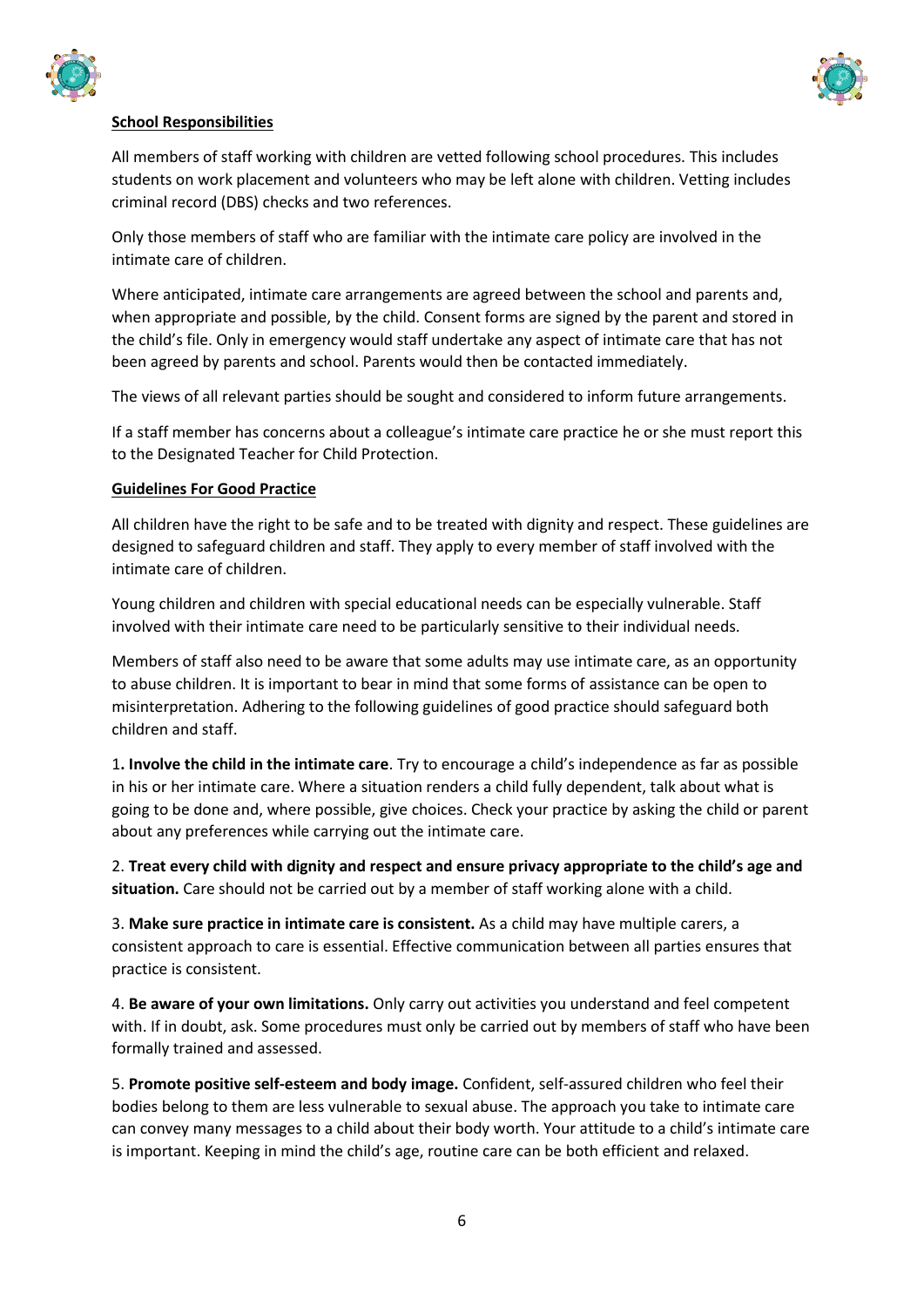**School Responsibilities**

All members of staff working with children are vetted following school procedures. This includes students on work placement and volunteers who may be left alone with children. Vetting includes criminal record (DBS) checks and two references.

Only those members of staff who are familiar with the intimate care policy are involved in the intimate care of children.

Where anticipated, intimate care arrangements are agreed between the school and parents and, when appropriate and possible, by the child. Consent forms are signed by the parent and stored in the child's file. Only in emergency would staff undertake any aspect of intimate care that has not been agreed by parents and school. Parents would then be contacted immediately.

The views of all relevant parties should be sought and considered to inform future arrangements.

If a staff member has concerns about a colleague's intimate care practice he or she must report this to the Designated Teacher for Child Protection.

**Guidelines For Good Practice**

All children have the right to be safe and to be treated with dignity and respect. These guidelines are designed to safeguard children and staff. They apply to every member of staff involved with the intimate care of children.

Young children and children with special educational needs can be especially vulnerable. Staff involved with their intimate care need to be particularly sensitive to their individual needs.

Members of staff also need to be aware that some adults may use intimate care, as an opportunity to abuse children. It is important to bear in mind that some forms of assistance can be open to misinterpretation. Adhering to the following guidelines of good practice should safeguard both children and staff.

1**. Involve the child in the intimate care**. Try to encourage a child's independence as far as possible in his or her intimate care. Where a situation renders a child fully dependent, talk about what is going to be done and, where possible, give choices. Check your practice by asking the child or parent about any preferences while carrying out the intimate care.

2. **Treat every child with dignity and respect and ensure privacy appropriate to the child's age and situation.** Care should not be carried out by a member of staff working alone with a child.

3. **Make sure practice in intimate care is consistent.** As a child may have multiple carers, a consistent approach to care is essential. Effective communication between all parties ensures that practice is consistent.

4. **Be aware of your own limitations.** Only carry out activities you understand and feel competent with. If in doubt, ask. Some procedures must only be carried out by members of staff who have been formally trained and assessed.

5. **Promote positive self-esteem and body image.** Confident, self-assured children who feel their bodies belong to them are less vulnerable to sexual abuse. The approach you take to intimate care can convey many messages to a child about their body worth. Your attitude to a child's intimate care is important. Keeping in mind the child's age, routine care can be both efficient and relaxed.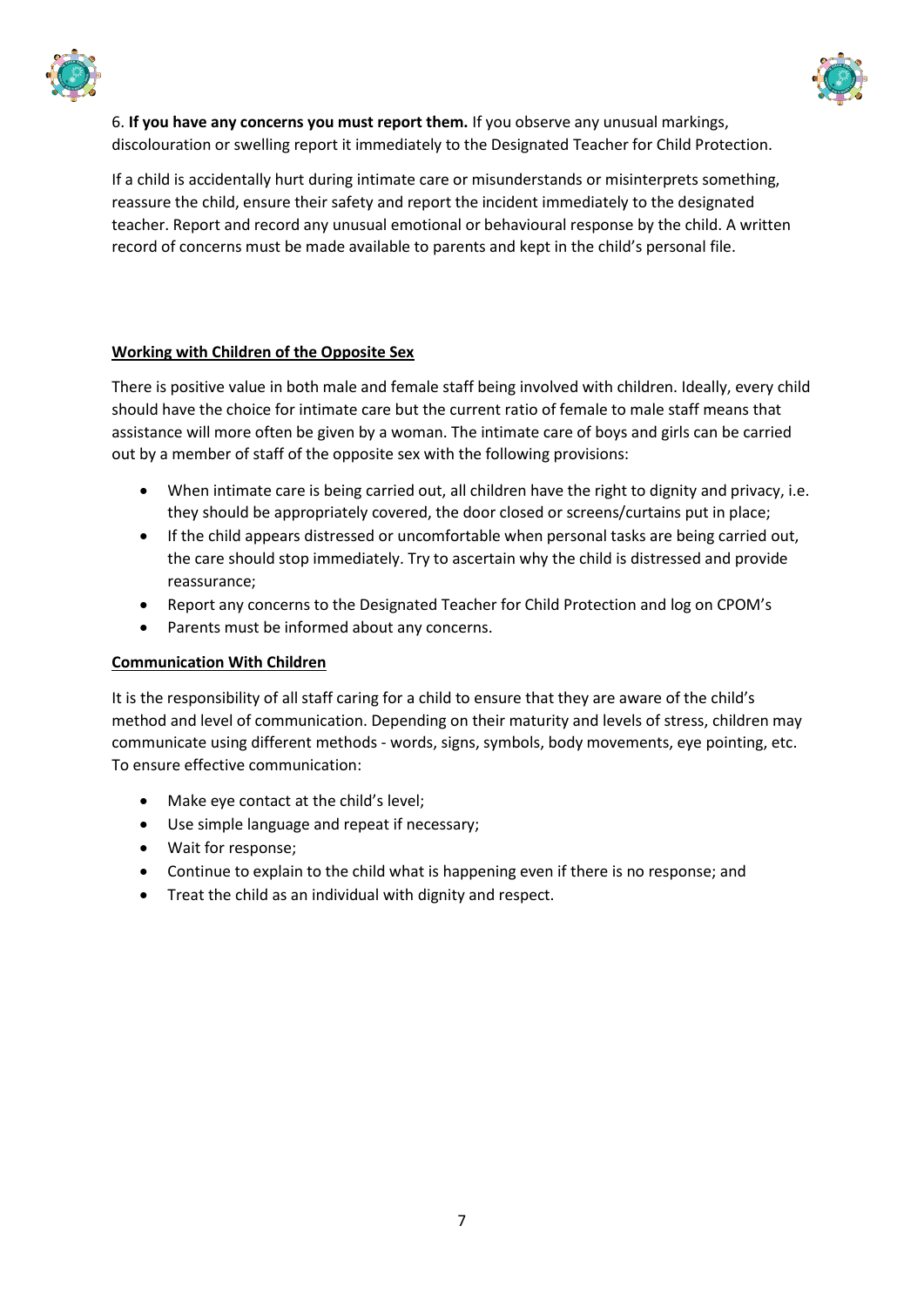6. **If you have any concerns you must report them.** If you observe any unusual markings, discolouration or swelling report it immediately to the Designated Teacher for Child Protection.

If a child is accidentally hurt during intimate care or misunderstands or misinterprets something, reassure the child, ensure their safety and report the incident immediately to the designated teacher. Report and record any unusual emotional or behavioural response by the child. A written record of concerns must be made available to parents and kept in the child's personal file.

**Working with Children of the Opposite Sex**

There is positive value in both male and female staff being involved with children. Ideally, every child should have the choice for intimate care but the current ratio of female to male staff means that assistance will more often be given by a woman. The intimate care of boys and girls can be carried out by a member of staff of the opposite sex with the following provisions:

- When intimate care is being carried out, all children have the right to dignity and privacy, i.e. they should be appropriately covered, the door closed or screens/curtains put in place;
- If the child appears distressed or uncomfortable when personal tasks are being carried out, the care should stop immediately. Try to ascertain why the child is distressed and provide reassurance;
- Report any concerns to the Designated Teacher for Child Protection and log on CPOM's
- Parents must be informed about any concerns.

**Communication With Children**

It is the responsibility of all staff caring for a child to ensure that they are aware of the child's method and level of communication. Depending on their maturity and levels of stress, children may communicate using different methods - words, signs, symbols, body movements, eye pointing, etc. To ensure effective communication:

- Make eye contact at the child's level;
- Use simple language and repeat if necessary;
- Wait for response;
- Continue to explain to the child what is happening even if there is no response; and
- Treat the child as an individual with dignity and respect.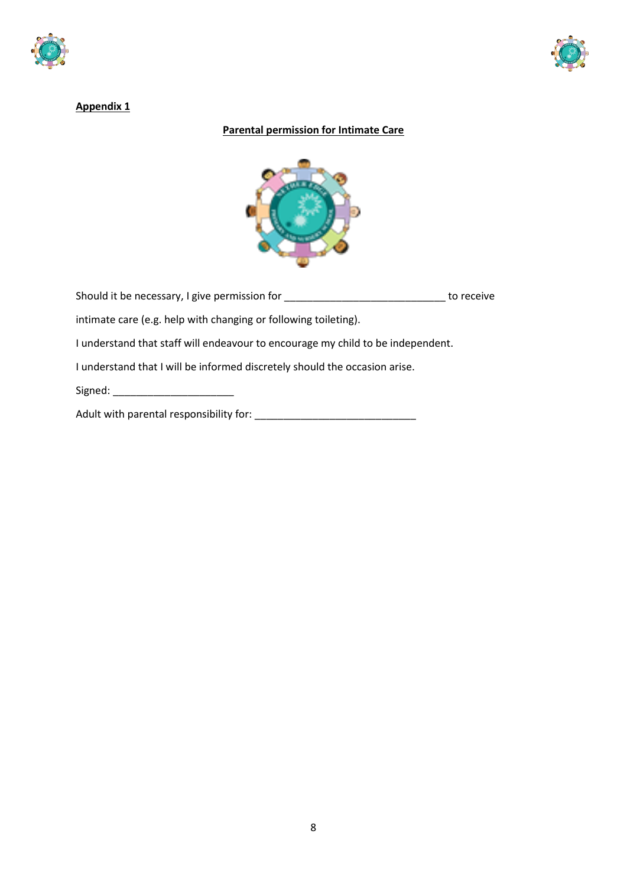**Appendix 1**

## Parental permission for Intimate Care

Should it be necessary, I give permission for ____________________________ to receive intimate care (e.g. help with changing or following toileting).

I understand that staff will endeavour to encourage my child to be independent.

I understand that I will be informed discretely should the occasion arise.

Signed: ______________________

Adult with parental responsibility for: ____________________________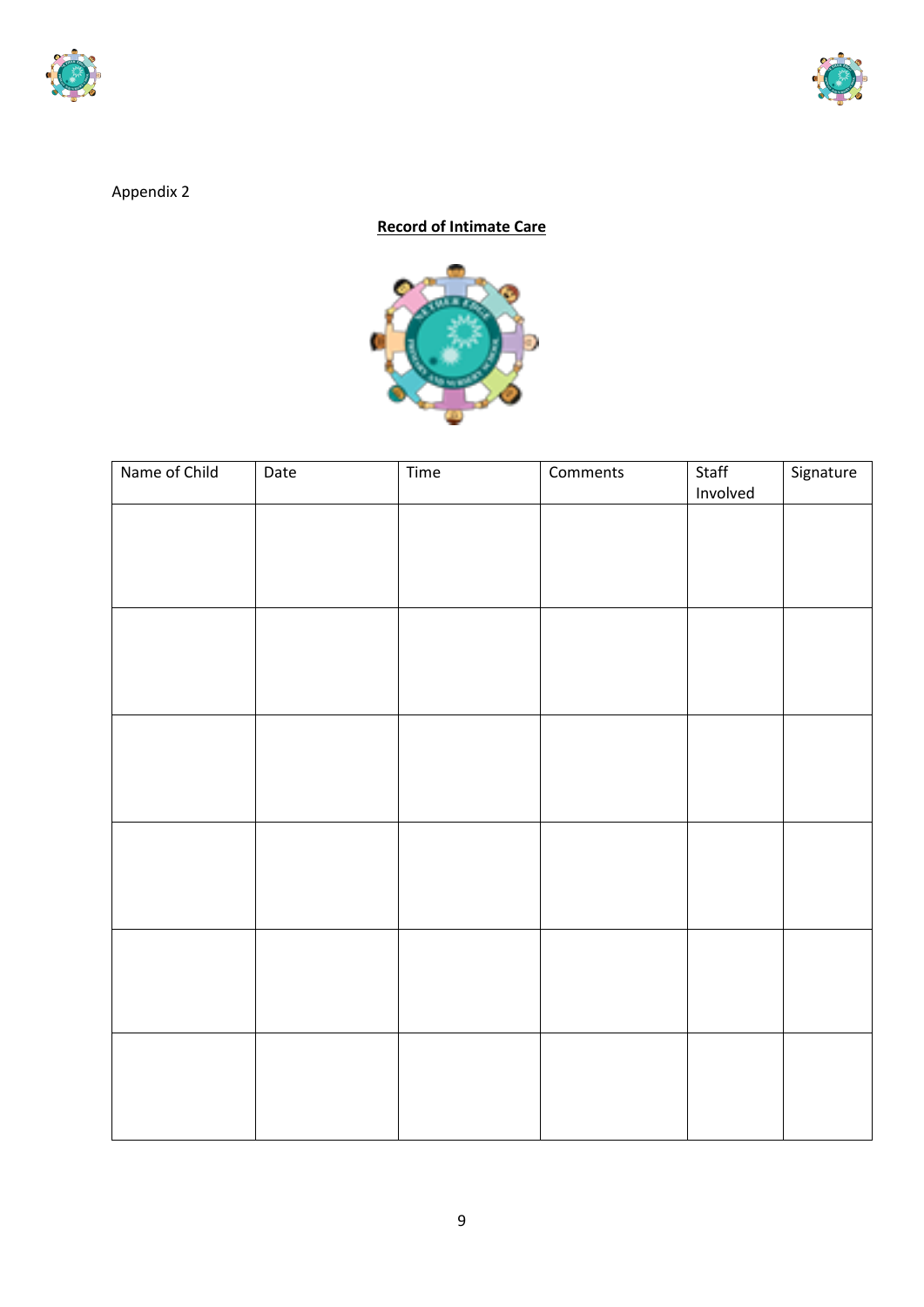Appendix 2

## Record of Intimate Care

| Name of Child | Date | Time | Comments | Staff Involved | Signature |
|---|---|---|---|---|---|
| | | | | | |
| | | | | | |
| | | | | | |
| | | | | | |
| | | | | | |
| | | | | | |